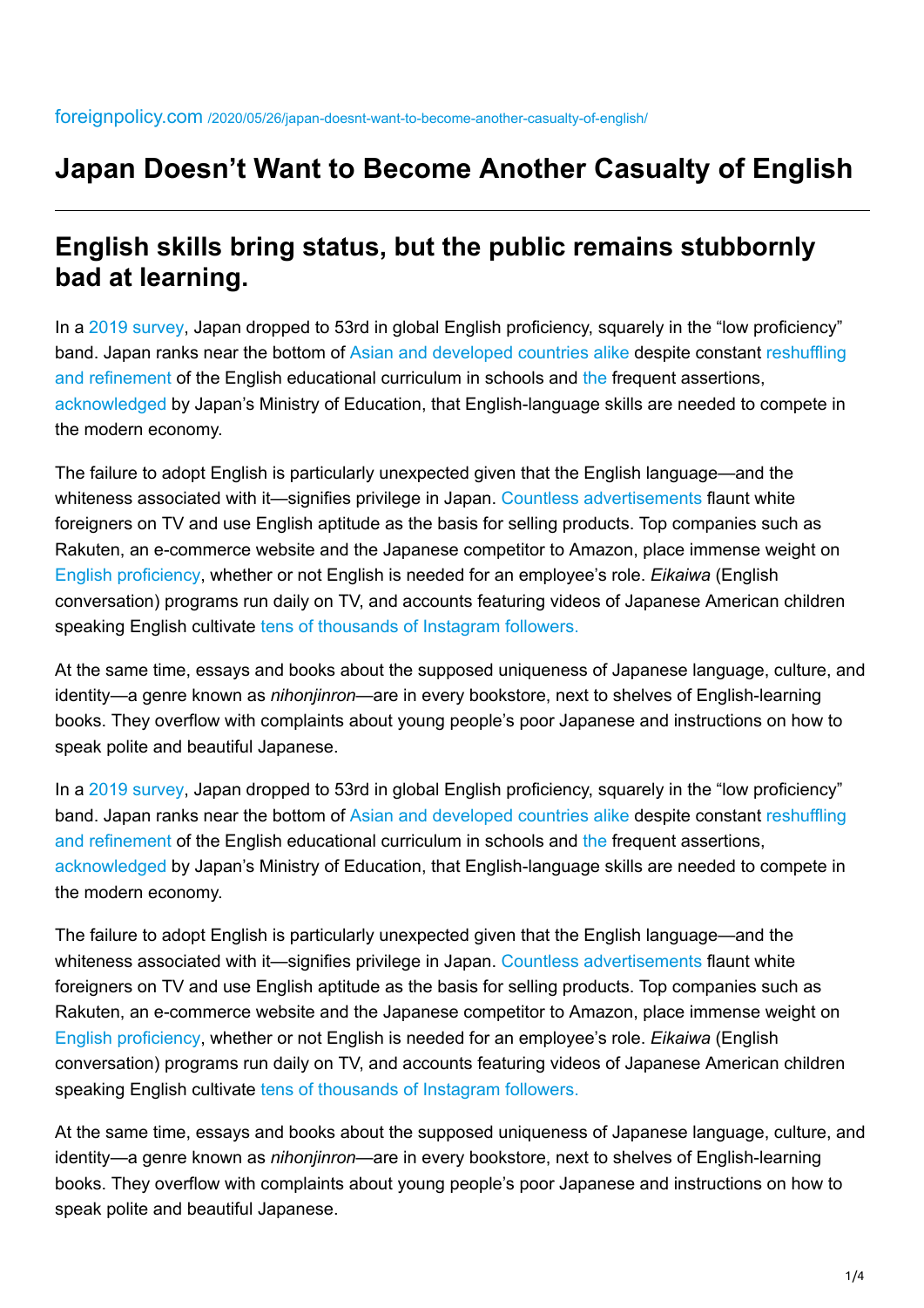foreignpolicy.com /2020/05/26/japan-doesnt-want-to-become-another-casualty-of-english/

# Japan Doesn't Want to Become Another Casualty of English

## English skills bring status, but the public remains stubbornly bad at learning.

In a 2019 survey, Japan dropped to 53rd in global English proficiency, squarely in the "low proficiency" band. Japan ranks near the bottom of Asian and developed countries alike despite constant reshuffling and refinement of the English educational curriculum in schools and the frequent assertions, acknowledged by Japan's Ministry of Education, that English-language skills are needed to compete in the modern economy.

The failure to adopt English is particularly unexpected given that the English language—and the whiteness associated with it—signifies privilege in Japan. Countless advertisements flaunt white foreigners on TV and use English aptitude as the basis for selling products. Top companies such as Rakuten, an e-commerce website and the Japanese competitor to Amazon, place immense weight on English proficiency, whether or not English is needed for an employee's role. *Eikaiwa* (English conversation) programs run daily on TV, and accounts featuring videos of Japanese American children speaking English cultivate tens of thousands of Instagram followers.

At the same time, essays and books about the supposed uniqueness of Japanese language, culture, and identity—a genre known as *nihonjinron*—are in every bookstore, next to shelves of English-learning books. They overflow with complaints about young people's poor Japanese and instructions on how to speak polite and beautiful Japanese.

In a 2019 survey, Japan dropped to 53rd in global English proficiency, squarely in the "low proficiency" band. Japan ranks near the bottom of Asian and developed countries alike despite constant reshuffling and refinement of the English educational curriculum in schools and the frequent assertions, acknowledged by Japan's Ministry of Education, that English-language skills are needed to compete in the modern economy.

The failure to adopt English is particularly unexpected given that the English language—and the whiteness associated with it—signifies privilege in Japan. Countless advertisements flaunt white foreigners on TV and use English aptitude as the basis for selling products. Top companies such as Rakuten, an e-commerce website and the Japanese competitor to Amazon, place immense weight on English proficiency, whether or not English is needed for an employee's role. *Eikaiwa* (English conversation) programs run daily on TV, and accounts featuring videos of Japanese American children speaking English cultivate tens of thousands of Instagram followers.

At the same time, essays and books about the supposed uniqueness of Japanese language, culture, and identity—a genre known as *nihonjinron*—are in every bookstore, next to shelves of English-learning books. They overflow with complaints about young people's poor Japanese and instructions on how to speak polite and beautiful Japanese.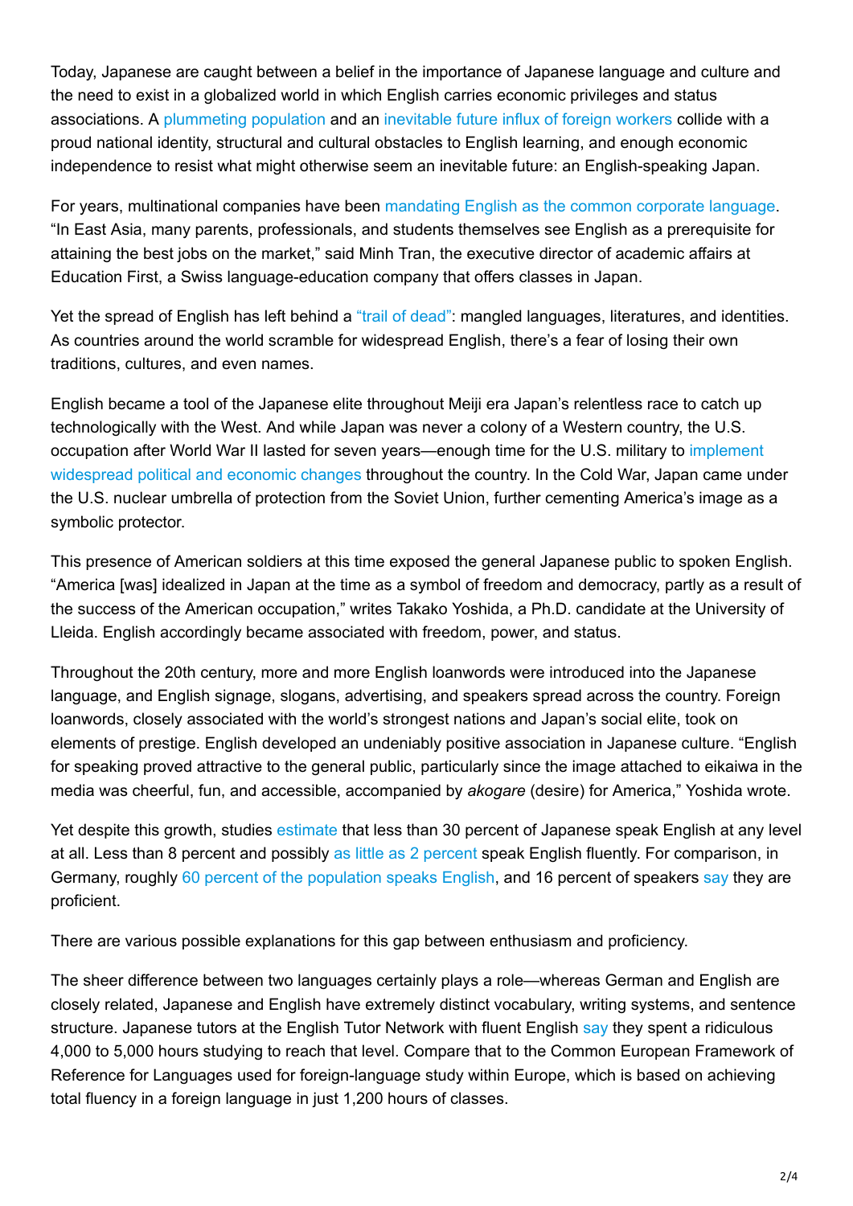Today, Japanese are caught between a belief in the importance of Japanese language and culture and the need to exist in a globalized world in which English carries economic privileges and status associations. A plummeting population and an inevitable future influx of foreign workers collide with a proud national identity, structural and cultural obstacles to English learning, and enough economic independence to resist what might otherwise seem an inevitable future: an English-speaking Japan.

For years, multinational companies have been mandating English as the common corporate language. "In East Asia, many parents, professionals, and students themselves see English as a prerequisite for attaining the best jobs on the market," said Minh Tran, the executive director of academic affairs at Education First, a Swiss language-education company that offers classes in Japan.

Yet the spread of English has left behind a "trail of dead": mangled languages, literatures, and identities. As countries around the world scramble for widespread English, there's a fear of losing their own traditions, cultures, and even names.

English became a tool of the Japanese elite throughout Meiji era Japan's relentless race to catch up technologically with the West. And while Japan was never a colony of a Western country, the U.S. occupation after World War II lasted for seven years—enough time for the U.S. military to implement widespread political and economic changes throughout the country. In the Cold War, Japan came under the U.S. nuclear umbrella of protection from the Soviet Union, further cementing America's image as a symbolic protector.

This presence of American soldiers at this time exposed the general Japanese public to spoken English. "America [was] idealized in Japan at the time as a symbol of freedom and democracy, partly as a result of the success of the American occupation," writes Takako Yoshida, a Ph.D. candidate at the University of Lleida. English accordingly became associated with freedom, power, and status.

Throughout the 20th century, more and more English loanwords were introduced into the Japanese language, and English signage, slogans, advertising, and speakers spread across the country. Foreign loanwords, closely associated with the world's strongest nations and Japan's social elite, took on elements of prestige. English developed an undeniably positive association in Japanese culture. "English for speaking proved attractive to the general public, particularly since the image attached to eikaiwa in the media was cheerful, fun, and accessible, accompanied by *akogare* (desire) for America," Yoshida wrote.

Yet despite this growth, studies estimate that less than 30 percent of Japanese speak English at any level at all. Less than 8 percent and possibly as little as 2 percent speak English fluently. For comparison, in Germany, roughly 60 percent of the population speaks English, and 16 percent of speakers say they are proficient.

There are various possible explanations for this gap between enthusiasm and proficiency.

The sheer difference between two languages certainly plays a role—whereas German and English are closely related, Japanese and English have extremely distinct vocabulary, writing systems, and sentence structure. Japanese tutors at the English Tutor Network with fluent English say they spent a ridiculous 4,000 to 5,000 hours studying to reach that level. Compare that to the Common European Framework of Reference for Languages used for foreign-language study within Europe, which is based on achieving total fluency in a foreign language in just 1,200 hours of classes.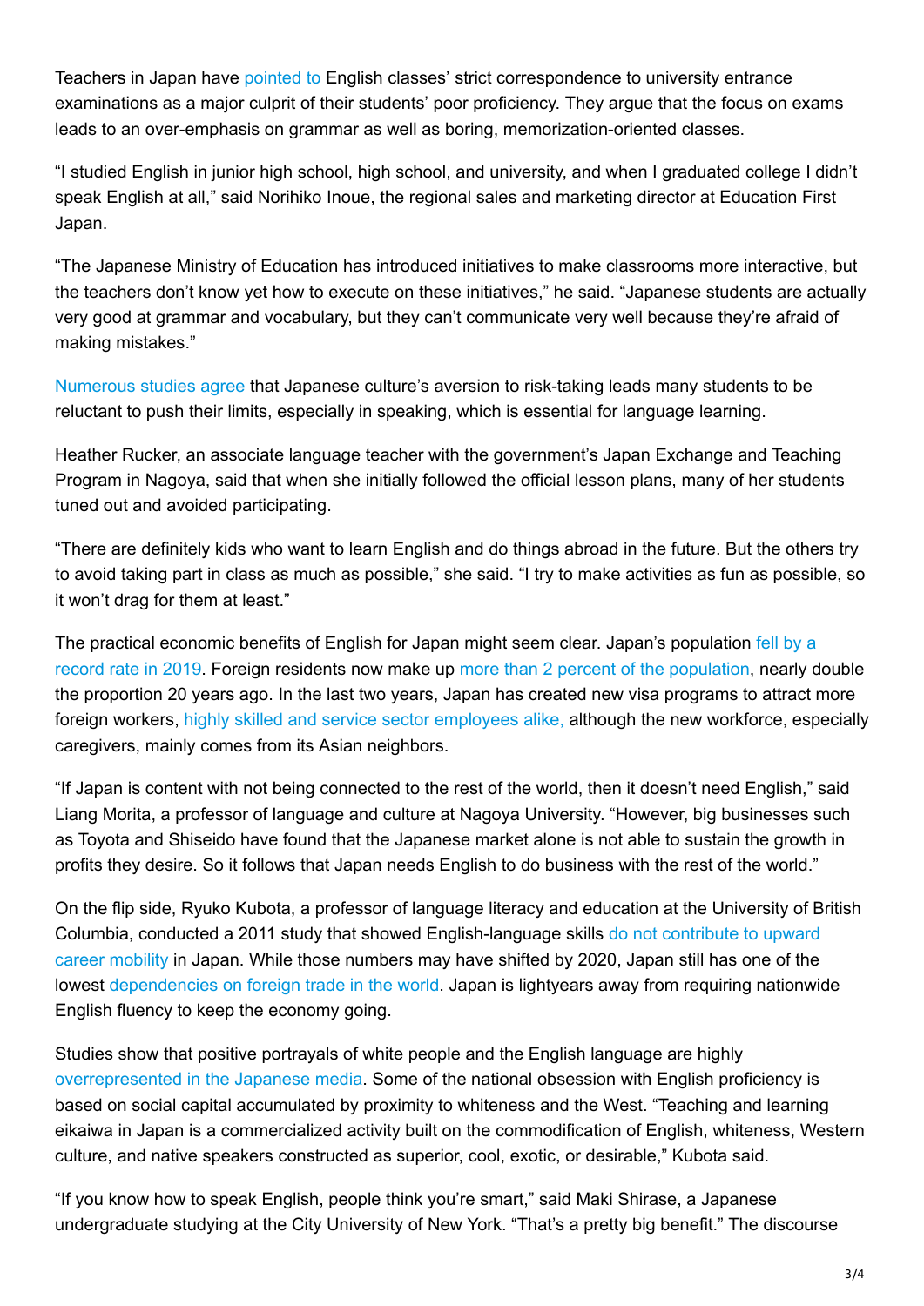Teachers in Japan have pointed to English classes' strict correspondence to university entrance examinations as a major culprit of their students' poor proficiency. They argue that the focus on exams leads to an over-emphasis on grammar as well as boring, memorization-oriented classes.

"I studied English in junior high school, high school, and university, and when I graduated college I didn't speak English at all," said Norihiko Inoue, the regional sales and marketing director at Education First Japan.

"The Japanese Ministry of Education has introduced initiatives to make classrooms more interactive, but the teachers don't know yet how to execute on these initiatives," he said. "Japanese students are actually very good at grammar and vocabulary, but they can't communicate very well because they're afraid of making mistakes."

Numerous studies agree that Japanese culture's aversion to risk-taking leads many students to be reluctant to push their limits, especially in speaking, which is essential for language learning.

Heather Rucker, an associate language teacher with the government's Japan Exchange and Teaching Program in Nagoya, said that when she initially followed the official lesson plans, many of her students tuned out and avoided participating.

"There are definitely kids who want to learn English and do things abroad in the future. But the others try to avoid taking part in class as much as possible," she said. "I try to make activities as fun as possible, so it won't drag for them at least."

The practical economic benefits of English for Japan might seem clear. Japan's population fell by a record rate in 2019. Foreign residents now make up more than 2 percent of the population, nearly double the proportion 20 years ago. In the last two years, Japan has created new visa programs to attract more foreign workers, highly skilled and service sector employees alike, although the new workforce, especially caregivers, mainly comes from its Asian neighbors.

"If Japan is content with not being connected to the rest of the world, then it doesn't need English," said Liang Morita, a professor of language and culture at Nagoya University. "However, big businesses such as Toyota and Shiseido have found that the Japanese market alone is not able to sustain the growth in profits they desire. So it follows that Japan needs English to do business with the rest of the world."

On the flip side, Ryuko Kubota, a professor of language literacy and education at the University of British Columbia, conducted a 2011 study that showed English-language skills do not contribute to upward career mobility in Japan. While those numbers may have shifted by 2020, Japan still has one of the lowest dependencies on foreign trade in the world. Japan is lightyears away from requiring nationwide English fluency to keep the economy going.

Studies show that positive portrayals of white people and the English language are highly overrepresented in the Japanese media. Some of the national obsession with English proficiency is based on social capital accumulated by proximity to whiteness and the West. "Teaching and learning eikaiwa in Japan is a commercialized activity built on the commodification of English, whiteness, Western culture, and native speakers constructed as superior, cool, exotic, or desirable," Kubota said.

"If you know how to speak English, people think you're smart," said Maki Shirase, a Japanese undergraduate studying at the City University of New York. "That's a pretty big benefit." The discourse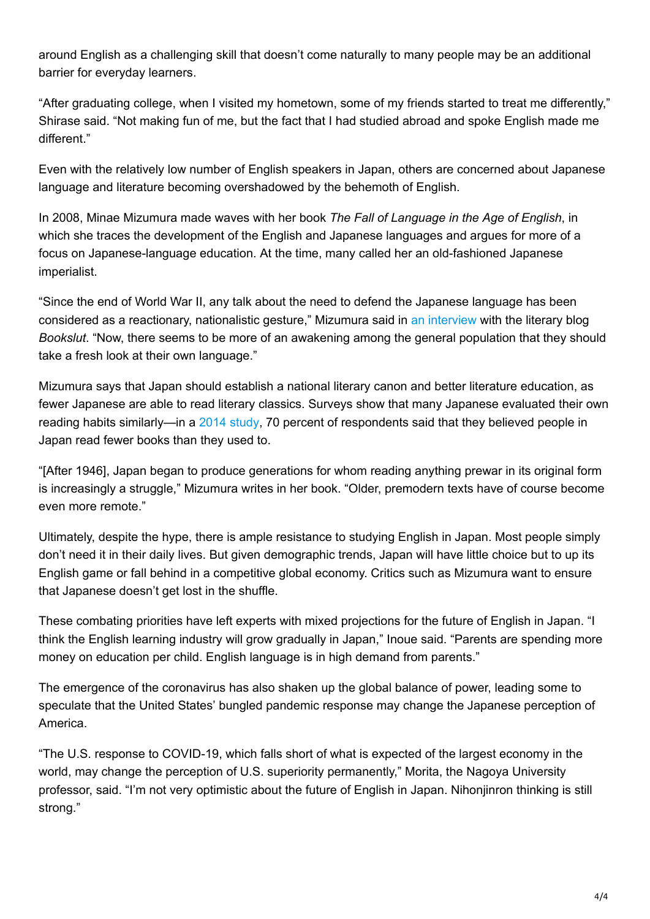around English as a challenging skill that doesn't come naturally to many people may be an additional barrier for everyday learners.

"After graduating college, when I visited my hometown, some of my friends started to treat me differently," Shirase said. "Not making fun of me, but the fact that I had studied abroad and spoke English made me different."

Even with the relatively low number of English speakers in Japan, others are concerned about Japanese language and literature becoming overshadowed by the behemoth of English.

In 2008, Minae Mizumura made waves with her book *The Fall of Language in the Age of English*, in which she traces the development of the English and Japanese languages and argues for more of a focus on Japanese-language education. At the time, many called her an old-fashioned Japanese imperialist.

"Since the end of World War II, any talk about the need to defend the Japanese language has been considered as a reactionary, nationalistic gesture," Mizumura said in an interview with the literary blog *Bookslut*. "Now, there seems to be more of an awakening among the general population that they should take a fresh look at their own language."

Mizumura says that Japan should establish a national literary canon and better literature education, as fewer Japanese are able to read literary classics. Surveys show that many Japanese evaluated their own reading habits similarly—in a 2014 study, 70 percent of respondents said that they believed people in Japan read fewer books than they used to.

"[After 1946], Japan began to produce generations for whom reading anything prewar in its original form is increasingly a struggle," Mizumura writes in her book. "Older, premodern texts have of course become even more remote."

Ultimately, despite the hype, there is ample resistance to studying English in Japan. Most people simply don't need it in their daily lives. But given demographic trends, Japan will have little choice but to up its English game or fall behind in a competitive global economy. Critics such as Mizumura want to ensure that Japanese doesn't get lost in the shuffle.

These combating priorities have left experts with mixed projections for the future of English in Japan. "I think the English learning industry will grow gradually in Japan," Inoue said. "Parents are spending more money on education per child. English language is in high demand from parents."

The emergence of the coronavirus has also shaken up the global balance of power, leading some to speculate that the United States' bungled pandemic response may change the Japanese perception of America.

"The U.S. response to COVID-19, which falls short of what is expected of the largest economy in the world, may change the perception of U.S. superiority permanently," Morita, the Nagoya University professor, said. "I'm not very optimistic about the future of English in Japan. Nihonjinron thinking is still strong."